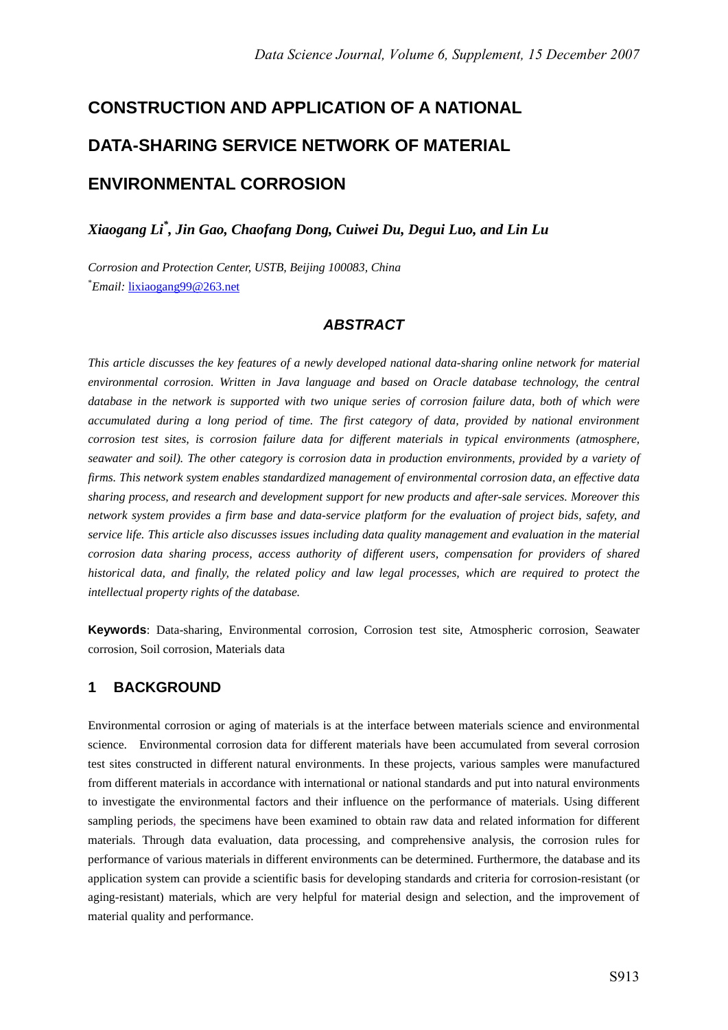# CONSTRUCTION AND APPLICATION OF A NATIONAL DATA-SHARING SERVICE NETWORK OF MATERIAL ENVIRONMENTAL CORROSION

***Xiaogang Li*****[*]*, Jin Gao, Chaofang Dong, Cuiwei Du, Degui Luo, and Lin Lu***

*Corrosion and Protection Center, USTB, Beijing 100083, China*

[*]*Email:* lixiaogang99@263.net

### *ABSTRACT*

*This article discusses the key features of a newly developed national data-sharing online network for material environmental corrosion. Written in Java language and based on Oracle database technology, the central database in the network is supported with two unique series of corrosion failure data, both of which were accumulated during a long period of time. The first category of data, provided by national environment corrosion test sites, is corrosion failure data for different materials in typical environments (atmosphere, seawater and soil). The other category is corrosion data in production environments, provided by a variety of firms. This network system enables standardized management of environmental corrosion data, an effective data sharing process, and research and development support for new products and after-sale services. Moreover this network system provides a firm base and data-service platform for the evaluation of project bids, safety, and service life. This article also discusses issues including data quality management and evaluation in the material corrosion data sharing process, access authority of different users, compensation for providers of shared historical data, and finally, the related policy and law legal processes, which are required to protect the intellectual property rights of the database.*

**Keywords**: Data-sharing, Environmental corrosion, Corrosion test site, Atmospheric corrosion, Seawater corrosion, Soil corrosion, Materials data

## 1 BACKGROUND

Environmental corrosion or aging of materials is at the interface between materials science and environmental science. Environmental corrosion data for different materials have been accumulated from several corrosion test sites constructed in different natural environments. In these projects, various samples were manufactured from different materials in accordance with international or national standards and put into natural environments to investigate the environmental factors and their influence on the performance of materials. Using different sampling periods, the specimens have been examined to obtain raw data and related information for different materials. Through data evaluation, data processing, and comprehensive analysis, the corrosion rules for performance of various materials in different environments can be determined. Furthermore, the database and its application system can provide a scientific basis for developing standards and criteria for corrosion-resistant (or aging-resistant) materials, which are very helpful for material design and selection, and the improvement of material quality and performance.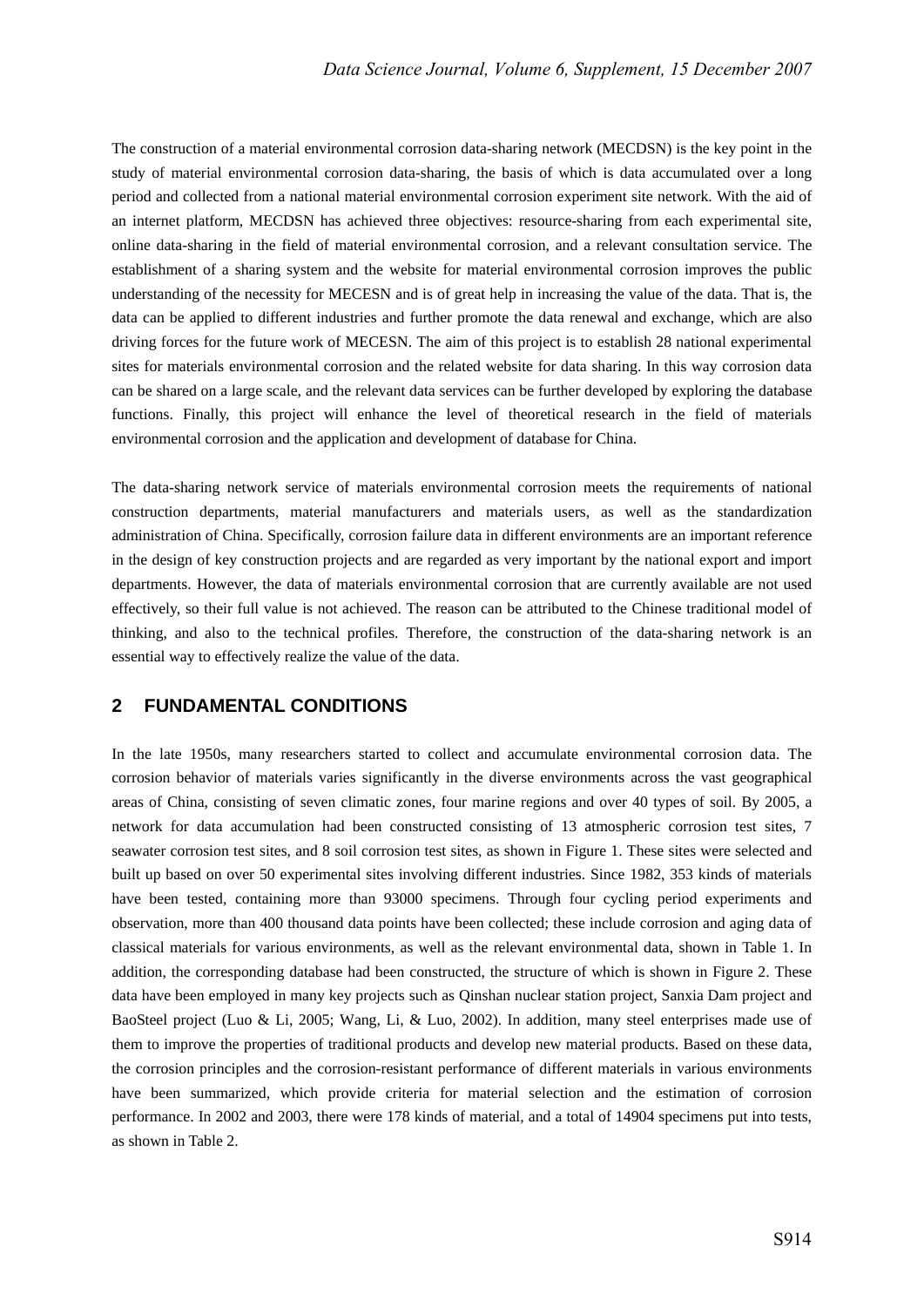The construction of a material environmental corrosion data-sharing network (MECDSN) is the key point in the study of material environmental corrosion data-sharing, the basis of which is data accumulated over a long period and collected from a national material environmental corrosion experiment site network. With the aid of an internet platform, MECDSN has achieved three objectives: resource-sharing from each experimental site, online data-sharing in the field of material environmental corrosion, and a relevant consultation service. The establishment of a sharing system and the website for material environmental corrosion improves the public understanding of the necessity for MECESN and is of great help in increasing the value of the data. That is, the data can be applied to different industries and further promote the data renewal and exchange, which are also driving forces for the future work of MECESN. The aim of this project is to establish 28 national experimental sites for materials environmental corrosion and the related website for data sharing. In this way corrosion data can be shared on a large scale, and the relevant data services can be further developed by exploring the database functions. Finally, this project will enhance the level of theoretical research in the field of materials environmental corrosion and the application and development of database for China.

The data-sharing network service of materials environmental corrosion meets the requirements of national construction departments, material manufacturers and materials users, as well as the standardization administration of China. Specifically, corrosion failure data in different environments are an important reference in the design of key construction projects and are regarded as very important by the national export and import departments. However, the data of materials environmental corrosion that are currently available are not used effectively, so their full value is not achieved. The reason can be attributed to the Chinese traditional model of thinking, and also to the technical profiles. Therefore, the construction of the data-sharing network is an essential way to effectively realize the value of the data.

## 2 FUNDAMENTAL CONDITIONS

In the late 1950s, many researchers started to collect and accumulate environmental corrosion data. The corrosion behavior of materials varies significantly in the diverse environments across the vast geographical areas of China, consisting of seven climatic zones, four marine regions and over 40 types of soil. By 2005, a network for data accumulation had been constructed consisting of 13 atmospheric corrosion test sites, 7 seawater corrosion test sites, and 8 soil corrosion test sites, as shown in Figure 1. These sites were selected and built up based on over 50 experimental sites involving different industries. Since 1982, 353 kinds of materials have been tested, containing more than 93000 specimens. Through four cycling period experiments and observation, more than 400 thousand data points have been collected; these include corrosion and aging data of classical materials for various environments, as well as the relevant environmental data, shown in Table 1. In addition, the corresponding database had been constructed, the structure of which is shown in Figure 2. These data have been employed in many key projects such as Qinshan nuclear station project, Sanxia Dam project and BaoSteel project (Luo & Li, 2005; Wang, Li, & Luo, 2002). In addition, many steel enterprises made use of them to improve the properties of traditional products and develop new material products. Based on these data, the corrosion principles and the corrosion-resistant performance of different materials in various environments have been summarized, which provide criteria for material selection and the estimation of corrosion performance. In 2002 and 2003, there were 178 kinds of material, and a total of 14904 specimens put into tests, as shown in Table 2.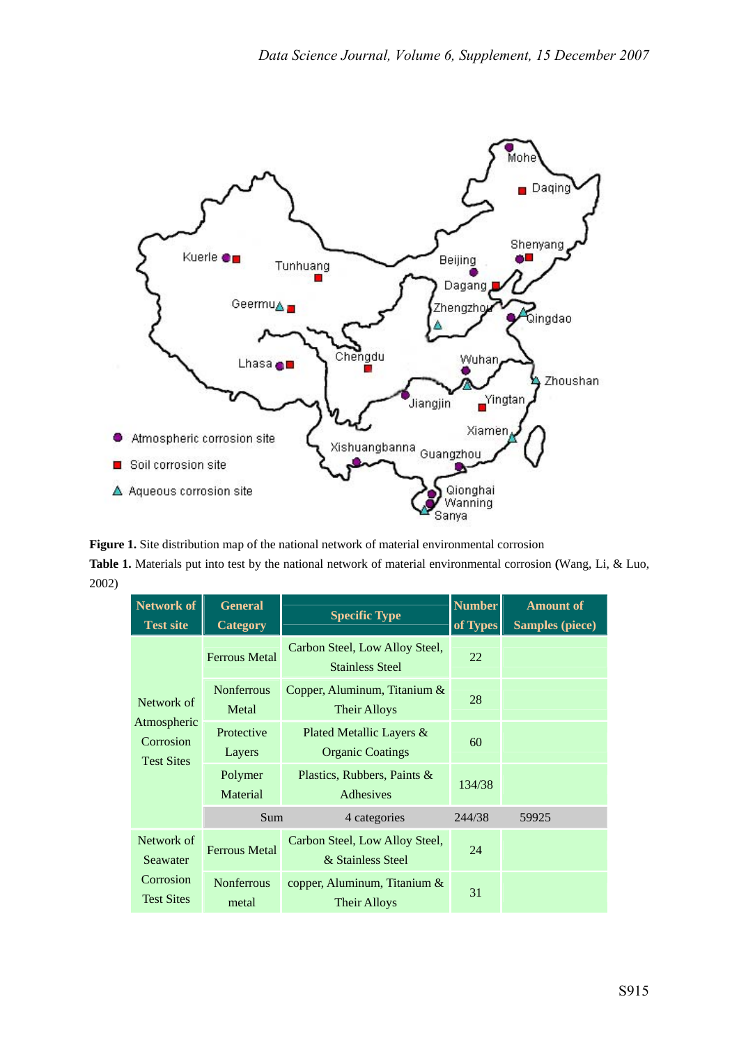**Figure 1.** Site distribution map of the national network of material environmental corrosion

**Table 1.** Materials put into test by the national network of material environmental corrosion **(**Wang, Li, & Luo, 2002)

| Network of Test site | General Category | Specific Type | Number of Types | Amount of Samples (piece) |
|---|---|---|---|---|
| Network of Atmospheric Corrosion Test Sites | Ferrous Metal | Carbon Steel, Low Alloy Steel, Stainless Steel | 22 | |
| | Nonferrous Metal | Copper, Aluminum, Titanium & Their Alloys | 28 | |
| | Protective Layers | Plated Metallic Layers & Organic Coatings | 60 | |
| | Polymer Material | Plastics, Rubbers, Paints & Adhesives | 134/38 | |
| | Sum | 4 categories | 244/38 | 59925 |
| Network of Seawater Corrosion Test Sites | Ferrous Metal | Carbon Steel, Low Alloy Steel, & Stainless Steel | 24 | |
| | Nonferrous metal | copper, Aluminum, Titanium & Their Alloys | 31 | |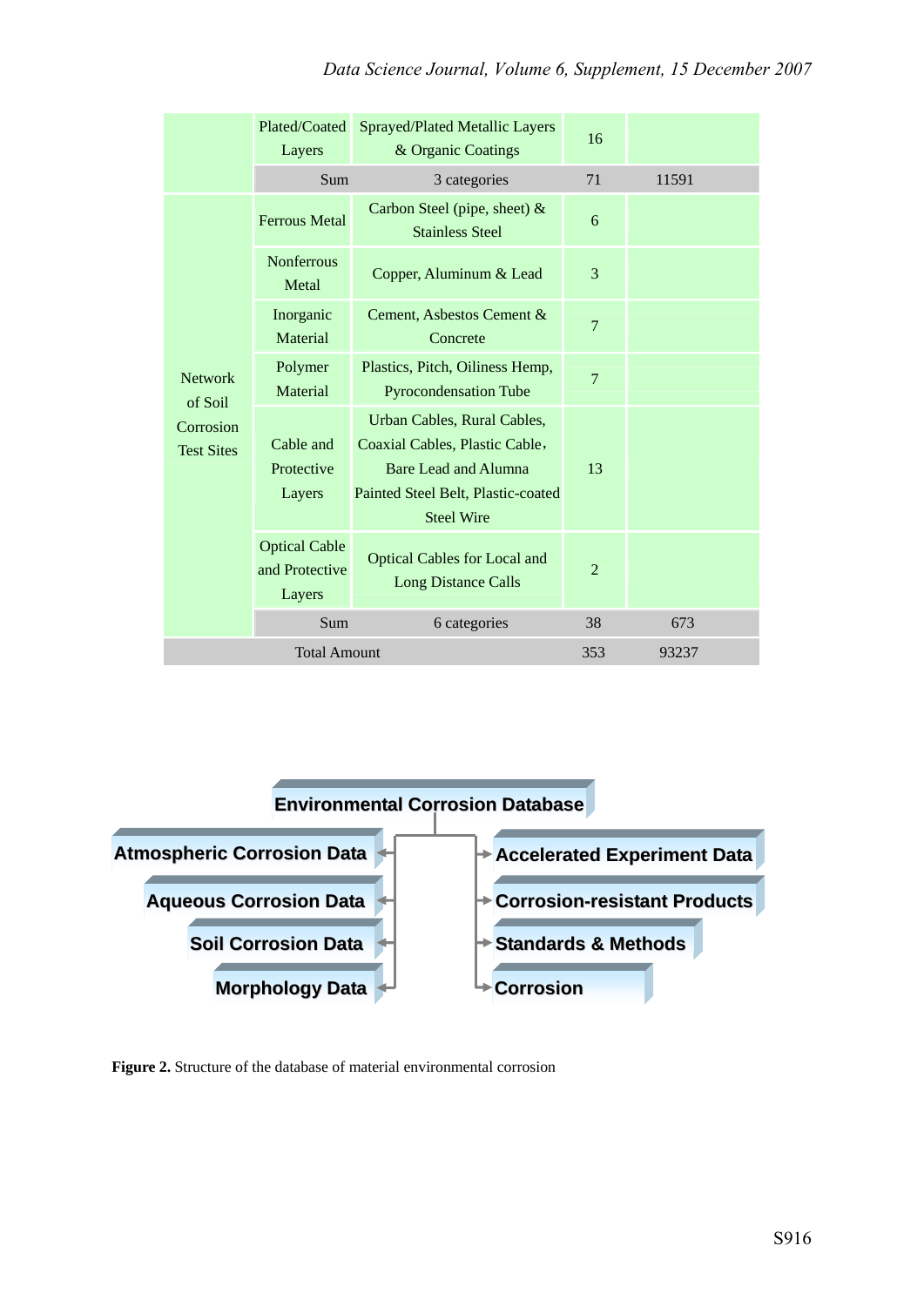| | Plated/Coated Layers | Sprayed/Plated Metallic Layers & Organic Coatings | 16 | |
|---|---|---|---|---|
| | Sum | 3 categories | 71 | 11591 |
| Network of Soil Corrosion Test Sites | Ferrous Metal | Carbon Steel (pipe, sheet) & Stainless Steel | 6 | |
| | Nonferrous Metal | Copper, Aluminum & Lead | 3 | |
| | Inorganic Material | Cement, Asbestos Cement & Concrete | 7 | |
| | Polymer Material | Plastics, Pitch, Oiliness Hemp, Pyrocondensation Tube | 7 | |
| | Cable and Protective Layers | Urban Cables, Rural Cables, Coaxial Cables, Plastic Cable, Bare Lead and Alumna Painted Steel Belt, Plastic-coated Steel Wire | 13 | |
| | Optical Cable and Protective Layers | Optical Cables for Local and Long Distance Calls | 2 | |
| | Sum | 6 categories | 38 | 673 |
| Total Amount | | | 353 | 93237 |

Environmental Corrosion Database

- Atmospheric Corrosion Data
- Aqueous Corrosion Data
- Soil Corrosion Data
- Morphology Data
- Accelerated Experiment Data
- Corrosion-resistant Products
- Standards & Methods
- Corrosion

**Figure 2.** Structure of the database of material environmental corrosion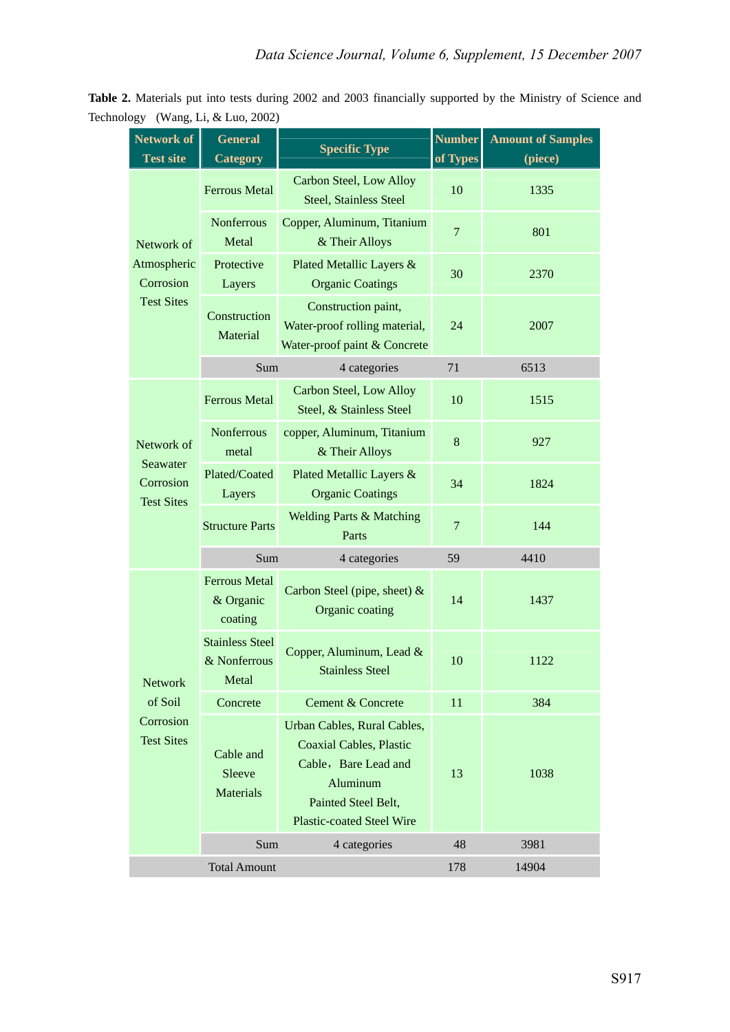**Table 2.** Materials put into tests during 2002 and 2003 financially supported by the Ministry of Science and Technology (Wang, Li, & Luo, 2002)

| Network of Test site | General Category | Specific Type | Number of Types | Amount of Samples (piece) |
|---|---|---|---|---|
| Network of Atmospheric Corrosion Test Sites | Ferrous Metal | Carbon Steel, Low Alloy Steel, Stainless Steel | 10 | 1335 |
| | Nonferrous Metal | Copper, Aluminum, Titanium & Their Alloys | 7 | 801 |
| | Protective Layers | Plated Metallic Layers & Organic Coatings | 30 | 2370 |
| | Construction Material | Construction paint, Water-proof rolling material, Water-proof paint & Concrete | 24 | 2007 |
| | Sum | 4 categories | 71 | 6513 |
| Network of Seawater Corrosion Test Sites | Ferrous Metal | Carbon Steel, Low Alloy Steel, & Stainless Steel | 10 | 1515 |
| | Nonferrous metal | copper, Aluminum, Titanium & Their Alloys | 8 | 927 |
| | Plated/Coated Layers | Plated Metallic Layers & Organic Coatings | 34 | 1824 |
| | Structure Parts | Welding Parts & Matching Parts | 7 | 144 |
| | Sum | 4 categories | 59 | 4410 |
| Network of Soil Corrosion Test Sites | Ferrous Metal & Organic coating | Carbon Steel (pipe, sheet) & Organic coating | 14 | 1437 |
| | Stainless Steel & Nonferrous Metal | Copper, Aluminum, Lead & Stainless Steel | 10 | 1122 |
| | Concrete | Cement & Concrete | 11 | 384 |
| | Cable and Sleeve Materials | Urban Cables, Rural Cables, Coaxial Cables, Plastic Cable，Bare Lead and Aluminum Painted Steel Belt, Plastic-coated Steel Wire | 13 | 1038 |
| | Sum | 4 categories | 48 | 3981 |
| Total Amount | | | 178 | 14904 |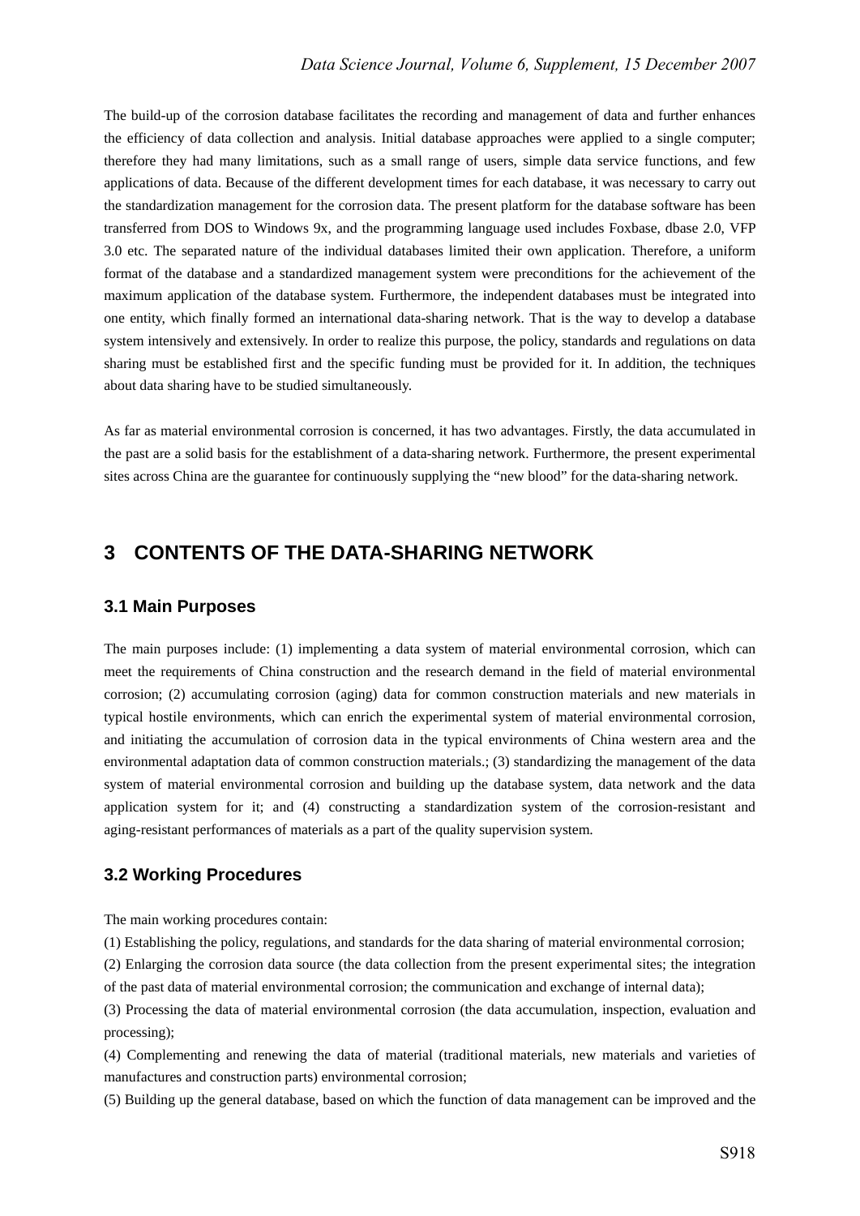The build-up of the corrosion database facilitates the recording and management of data and further enhances the efficiency of data collection and analysis. Initial database approaches were applied to a single computer; therefore they had many limitations, such as a small range of users, simple data service functions, and few applications of data. Because of the different development times for each database, it was necessary to carry out the standardization management for the corrosion data. The present platform for the database software has been transferred from DOS to Windows 9x, and the programming language used includes Foxbase, dbase 2.0, VFP 3.0 etc. The separated nature of the individual databases limited their own application. Therefore, a uniform format of the database and a standardized management system were preconditions for the achievement of the maximum application of the database system. Furthermore, the independent databases must be integrated into one entity, which finally formed an international data-sharing network. That is the way to develop a database system intensively and extensively. In order to realize this purpose, the policy, standards and regulations on data sharing must be established first and the specific funding must be provided for it. In addition, the techniques about data sharing have to be studied simultaneously.

As far as material environmental corrosion is concerned, it has two advantages. Firstly, the data accumulated in the past are a solid basis for the establishment of a data-sharing network. Furthermore, the present experimental sites across China are the guarantee for continuously supplying the "new blood" for the data-sharing network.

## 3 CONTENTS OF THE DATA-SHARING NETWORK

### 3.1 Main Purposes

The main purposes include: (1) implementing a data system of material environmental corrosion, which can meet the requirements of China construction and the research demand in the field of material environmental corrosion; (2) accumulating corrosion (aging) data for common construction materials and new materials in typical hostile environments, which can enrich the experimental system of material environmental corrosion, and initiating the accumulation of corrosion data in the typical environments of China western area and the environmental adaptation data of common construction materials.; (3) standardizing the management of the data system of material environmental corrosion and building up the database system, data network and the data application system for it; and (4) constructing a standardization system of the corrosion-resistant and aging-resistant performances of materials as a part of the quality supervision system.

### 3.2 Working Procedures

The main working procedures contain:

(1) Establishing the policy, regulations, and standards for the data sharing of material environmental corrosion;

(2) Enlarging the corrosion data source (the data collection from the present experimental sites; the integration of the past data of material environmental corrosion; the communication and exchange of internal data);

(3) Processing the data of material environmental corrosion (the data accumulation, inspection, evaluation and processing);

(4) Complementing and renewing the data of material (traditional materials, new materials and varieties of manufactures and construction parts) environmental corrosion;

(5) Building up the general database, based on which the function of data management can be improved and the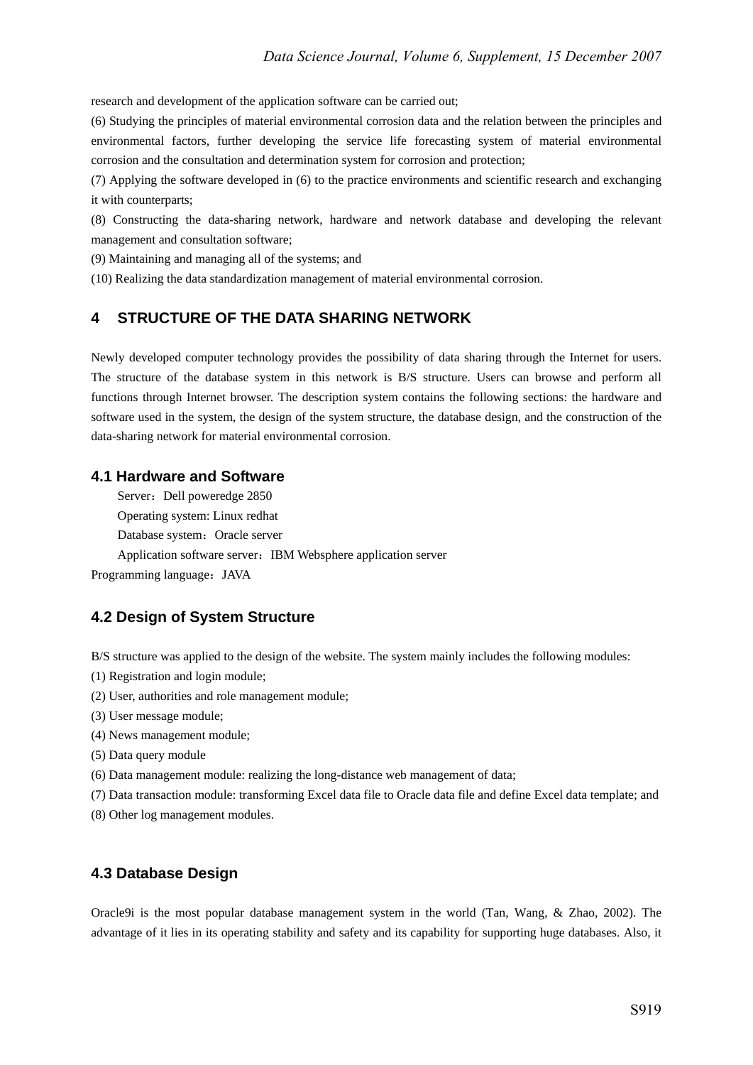research and development of the application software can be carried out;

(6) Studying the principles of material environmental corrosion data and the relation between the principles and environmental factors, further developing the service life forecasting system of material environmental corrosion and the consultation and determination system for corrosion and protection;

(7) Applying the software developed in (6) to the practice environments and scientific research and exchanging it with counterparts;

(8) Constructing the data-sharing network, hardware and network database and developing the relevant management and consultation software;

(9) Maintaining and managing all of the systems; and

(10) Realizing the data standardization management of material environmental corrosion.

## 4 STRUCTURE OF THE DATA SHARING NETWORK

Newly developed computer technology provides the possibility of data sharing through the Internet for users. The structure of the database system in this network is B/S structure. Users can browse and perform all functions through Internet browser. The description system contains the following sections: the hardware and software used in the system, the design of the system structure, the database design, and the construction of the data-sharing network for material environmental corrosion.

### 4.1 Hardware and Software

Server：Dell poweredge 2850

Operating system: Linux redhat

Database system：Oracle server

Application software server：IBM Websphere application server

Programming language：JAVA

### 4.2 Design of System Structure

B/S structure was applied to the design of the website. The system mainly includes the following modules:

(1) Registration and login module;

(2) User, authorities and role management module;

(3) User message module;

(4) News management module;

(5) Data query module

(6) Data management module: realizing the long-distance web management of data;

(7) Data transaction module: transforming Excel data file to Oracle data file and define Excel data template; and

(8) Other log management modules.

### 4.3 Database Design

Oracle9i is the most popular database management system in the world (Tan, Wang, & Zhao, 2002). The advantage of it lies in its operating stability and safety and its capability for supporting huge databases. Also, it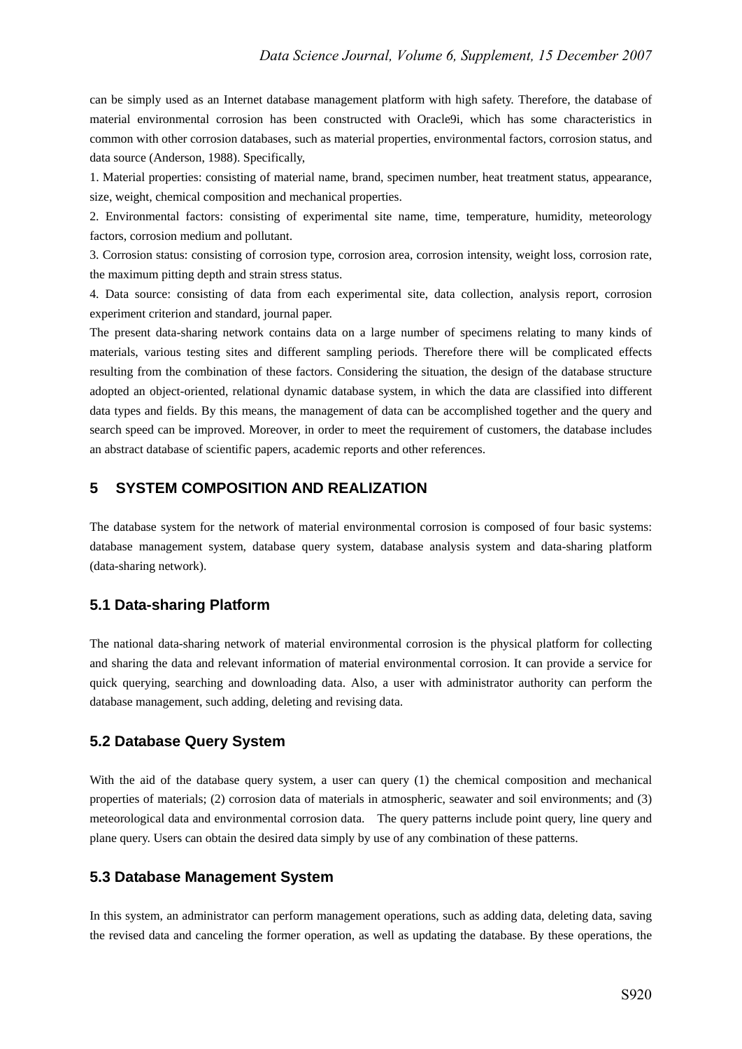can be simply used as an Internet database management platform with high safety. Therefore, the database of material environmental corrosion has been constructed with Oracle9i, which has some characteristics in common with other corrosion databases, such as material properties, environmental factors, corrosion status, and data source (Anderson, 1988). Specifically,

1. Material properties: consisting of material name, brand, specimen number, heat treatment status, appearance, size, weight, chemical composition and mechanical properties.
2. Environmental factors: consisting of experimental site name, time, temperature, humidity, meteorology factors, corrosion medium and pollutant.
3. Corrosion status: consisting of corrosion type, corrosion area, corrosion intensity, weight loss, corrosion rate, the maximum pitting depth and strain stress status.
4. Data source: consisting of data from each experimental site, data collection, analysis report, corrosion experiment criterion and standard, journal paper.

The present data-sharing network contains data on a large number of specimens relating to many kinds of materials, various testing sites and different sampling periods. Therefore there will be complicated effects resulting from the combination of these factors. Considering the situation, the design of the database structure adopted an object-oriented, relational dynamic database system, in which the data are classified into different data types and fields. By this means, the management of data can be accomplished together and the query and search speed can be improved. Moreover, in order to meet the requirement of customers, the database includes an abstract database of scientific papers, academic reports and other references.

## 5 SYSTEM COMPOSITION AND REALIZATION

The database system for the network of material environmental corrosion is composed of four basic systems: database management system, database query system, database analysis system and data-sharing platform (data-sharing network).

### 5.1 Data-sharing Platform

The national data-sharing network of material environmental corrosion is the physical platform for collecting and sharing the data and relevant information of material environmental corrosion. It can provide a service for quick querying, searching and downloading data. Also, a user with administrator authority can perform the database management, such adding, deleting and revising data.

### 5.2 Database Query System

With the aid of the database query system, a user can query (1) the chemical composition and mechanical properties of materials; (2) corrosion data of materials in atmospheric, seawater and soil environments; and (3) meteorological data and environmental corrosion data. The query patterns include point query, line query and plane query. Users can obtain the desired data simply by use of any combination of these patterns.

### 5.3 Database Management System

In this system, an administrator can perform management operations, such as adding data, deleting data, saving the revised data and canceling the former operation, as well as updating the database. By these operations, the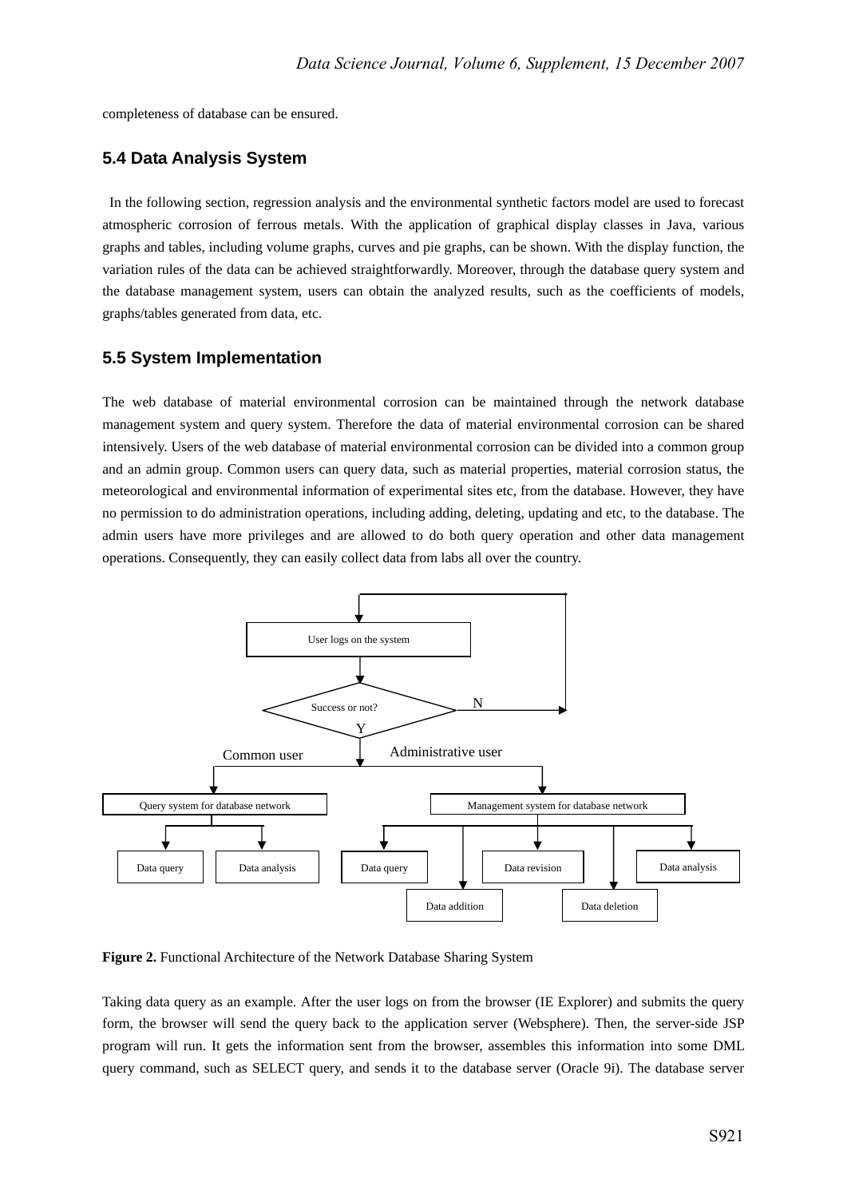completeness of database can be ensured.

### 5.4 Data Analysis System

In the following section, regression analysis and the environmental synthetic factors model are used to forecast atmospheric corrosion of ferrous metals. With the application of graphical display classes in Java, various graphs and tables, including volume graphs, curves and pie graphs, can be shown. With the display function, the variation rules of the data can be achieved straightforwardly. Moreover, through the database query system and the database management system, users can obtain the analyzed results, such as the coefficients of models, graphs/tables generated from data, etc.

### 5.5 System Implementation

The web database of material environmental corrosion can be maintained through the network database management system and query system. Therefore the data of material environmental corrosion can be shared intensively. Users of the web database of material environmental corrosion can be divided into a common group and an admin group. Common users can query data, such as material properties, material corrosion status, the meteorological and environmental information of experimental sites etc, from the database. However, they have no permission to do administration operations, including adding, deleting, updating and etc, to the database. The admin users have more privileges and are allowed to do both query operation and other data management operations. Consequently, they can easily collect data from labs all over the country.

User logs on the system → Success or not? (N: back to "User logs on the system"; Y: continue)

- Common user → Query system for database network
  - Data query
  - Data analysis
- Administrative user → Management system for database network
  - Data query
  - Data addition
  - Data revision
  - Data deletion
  - Data analysis

**Figure 2.** Functional Architecture of the Network Database Sharing System

Taking data query as an example. After the user logs on from the browser (IE Explorer) and submits the query form, the browser will send the query back to the application server (Websphere). Then, the server-side JSP program will run. It gets the information sent from the browser, assembles this information into some DML query command, such as SELECT query, and sends it to the database server (Oracle 9i). The database server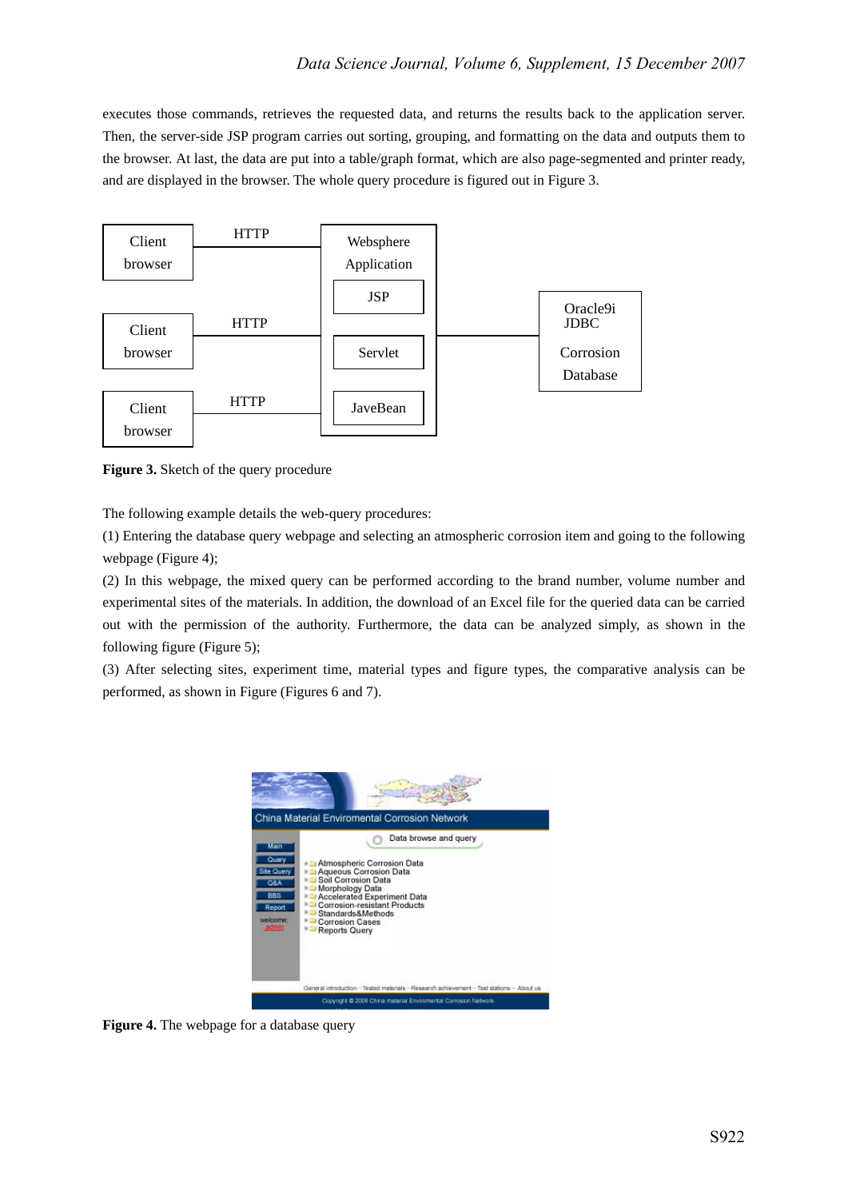executes those commands, retrieves the requested data, and returns the results back to the application server. Then, the server-side JSP program carries out sorting, grouping, and formatting on the data and outputs them to the browser. At last, the data are put into a table/graph format, which are also page-segmented and printer ready, and are displayed in the browser. The whole query procedure is figured out in Figure 3.

**Figure 3.** Sketch of the query procedure

The following example details the web-query procedures:

(1) Entering the database query webpage and selecting an atmospheric corrosion item and going to the following webpage (Figure 4);

(2) In this webpage, the mixed query can be performed according to the brand number, volume number and experimental sites of the materials. In addition, the download of an Excel file for the queried data can be carried out with the permission of the authority. Furthermore, the data can be analyzed simply, as shown in the following figure (Figure 5);

(3) After selecting sites, experiment time, material types and figure types, the comparative analysis can be performed, as shown in Figure (Figures 6 and 7).

**Figure 4.** The webpage for a database query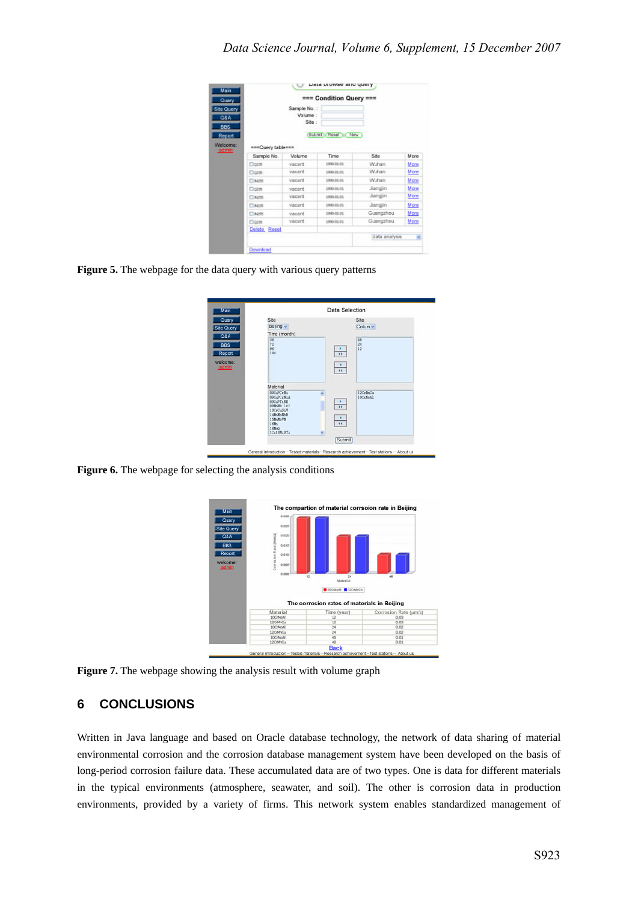**Figure 5.** The webpage for the data query with various query patterns

**Figure 6.** The webpage for selecting the analysis conditions

**Figure 7.** The webpage showing the analysis result with volume graph

## 6 CONCLUSIONS

Written in Java language and based on Oracle database technology, the network of data sharing of material environmental corrosion and the corrosion database management system have been developed on the basis of long-period corrosion failure data. These accumulated data are of two types. One is data for different materials in the typical environments (atmosphere, seawater, and soil). The other is corrosion data in production environments, provided by a variety of firms. This network system enables standardized management of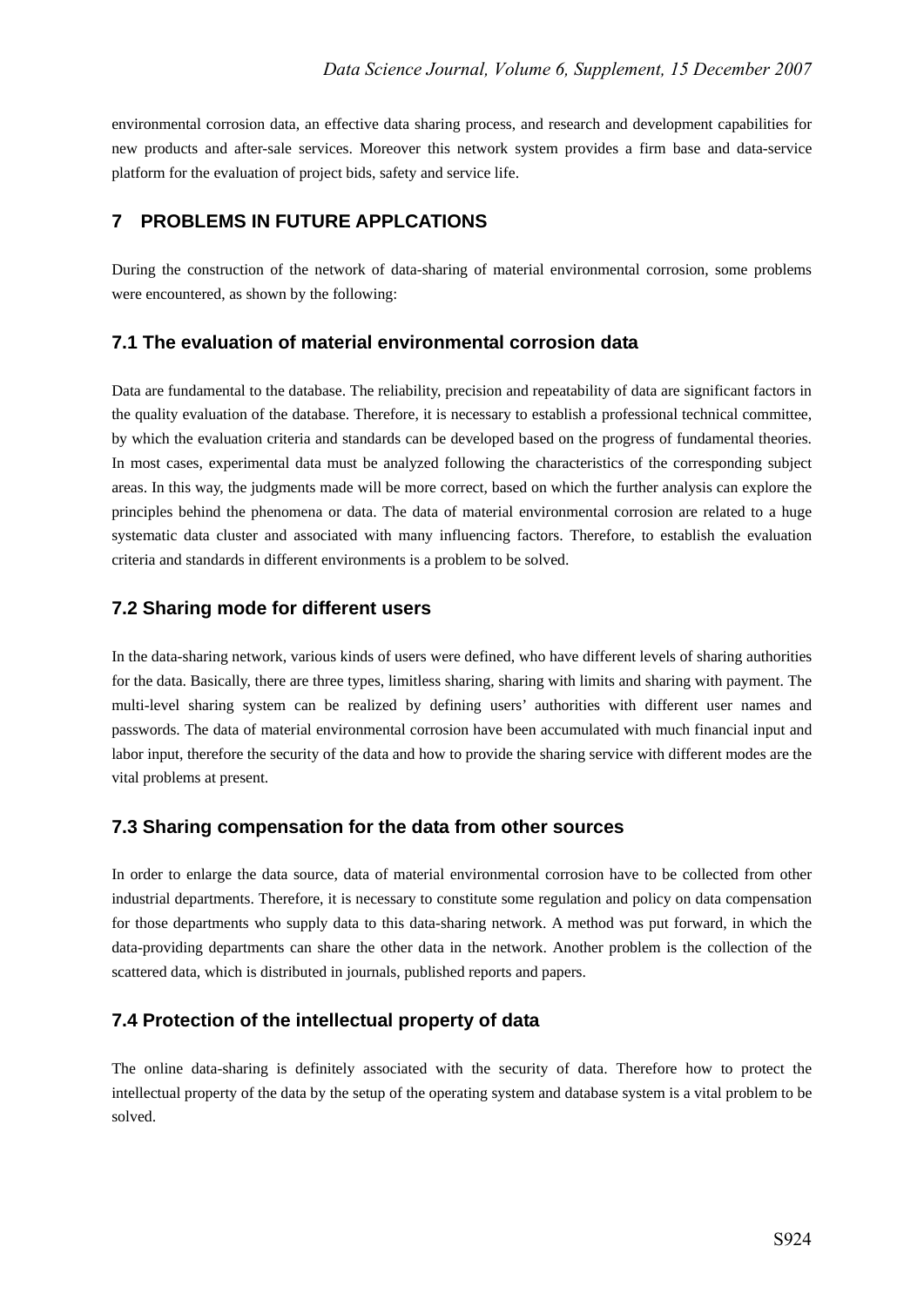environmental corrosion data, an effective data sharing process, and research and development capabilities for new products and after-sale services. Moreover this network system provides a firm base and data-service platform for the evaluation of project bids, safety and service life.

## 7 PROBLEMS IN FUTURE APPLCATIONS

During the construction of the network of data-sharing of material environmental corrosion, some problems were encountered, as shown by the following:

### 7.1 The evaluation of material environmental corrosion data

Data are fundamental to the database. The reliability, precision and repeatability of data are significant factors in the quality evaluation of the database. Therefore, it is necessary to establish a professional technical committee, by which the evaluation criteria and standards can be developed based on the progress of fundamental theories. In most cases, experimental data must be analyzed following the characteristics of the corresponding subject areas. In this way, the judgments made will be more correct, based on which the further analysis can explore the principles behind the phenomena or data. The data of material environmental corrosion are related to a huge systematic data cluster and associated with many influencing factors. Therefore, to establish the evaluation criteria and standards in different environments is a problem to be solved.

### 7.2 Sharing mode for different users

In the data-sharing network, various kinds of users were defined, who have different levels of sharing authorities for the data. Basically, there are three types, limitless sharing, sharing with limits and sharing with payment. The multi-level sharing system can be realized by defining users' authorities with different user names and passwords. The data of material environmental corrosion have been accumulated with much financial input and labor input, therefore the security of the data and how to provide the sharing service with different modes are the vital problems at present.

### 7.3 Sharing compensation for the data from other sources

In order to enlarge the data source, data of material environmental corrosion have to be collected from other industrial departments. Therefore, it is necessary to constitute some regulation and policy on data compensation for those departments who supply data to this data-sharing network. A method was put forward, in which the data-providing departments can share the other data in the network. Another problem is the collection of the scattered data, which is distributed in journals, published reports and papers.

### 7.4 Protection of the intellectual property of data

The online data-sharing is definitely associated with the security of data. Therefore how to protect the intellectual property of the data by the setup of the operating system and database system is a vital problem to be solved.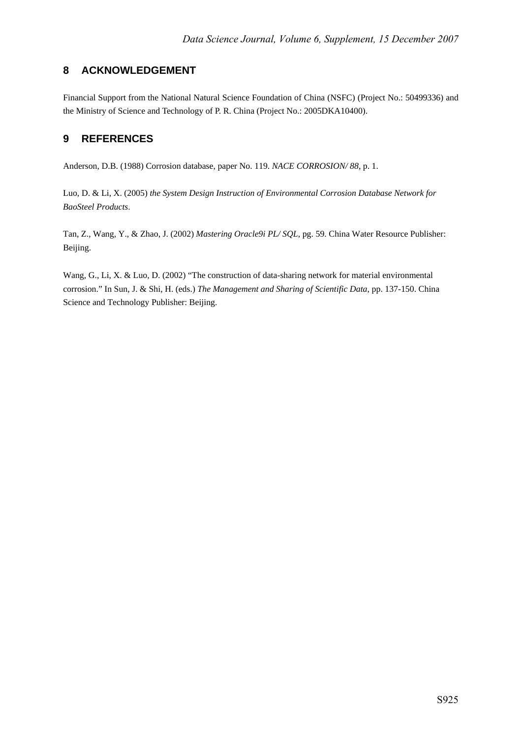## 8 ACKNOWLEDGEMENT

Financial Support from the National Natural Science Foundation of China (NSFC) (Project No.: 50499336) and the Ministry of Science and Technology of P. R. China (Project No.: 2005DKA10400).

## 9 REFERENCES

Anderson, D.B. (1988) Corrosion database, paper No. 119. *NACE CORROSION/ 88*, p. 1.

Luo, D. & Li, X. (2005) *the System Design Instruction of Environmental Corrosion Database Network for BaoSteel Products*.

Tan, Z., Wang, Y., & Zhao, J. (2002) *Mastering Oracle9i PL/ SQL*, pg. 59. China Water Resource Publisher: Beijing.

Wang, G., Li, X. & Luo, D. (2002) "The construction of data-sharing network for material environmental corrosion." In Sun, J. & Shi, H. (eds.) *The Management and Sharing of Scientific Data*, pp. 137-150. China Science and Technology Publisher: Beijing.